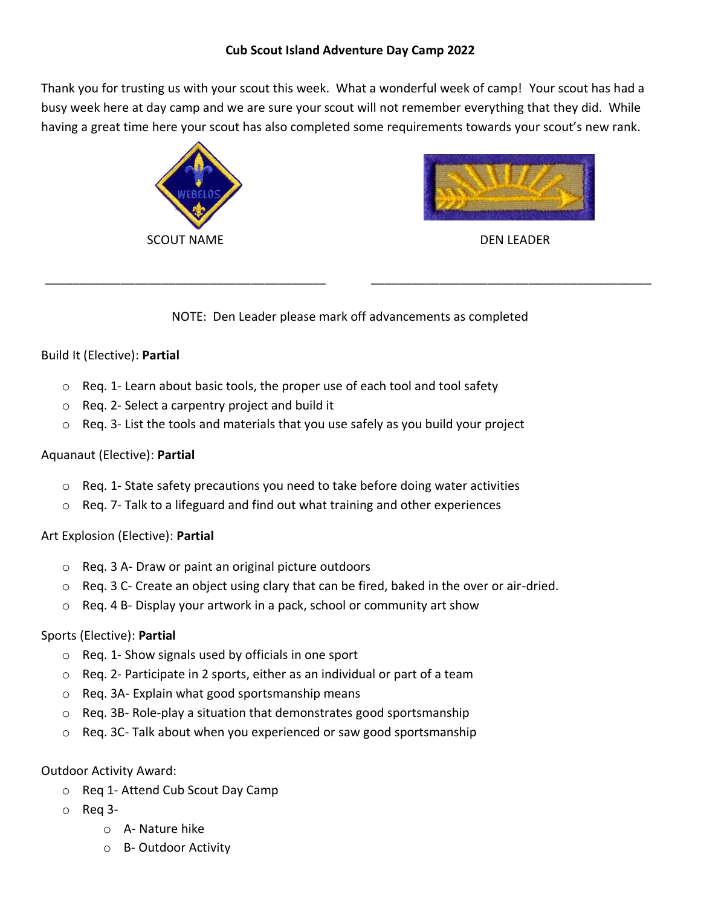**Cub Scout Island Adventure Day Camp 2022**

Thank you for trusting us with your scout this week. What a wonderful week of camp! Your scout has had a busy week here at day camp and we are sure your scout will not remember everything that they did. While having a great time here your scout has also completed some requirements towards your scout's new rank.

SCOUT NAME ____________________________________________

DEN LEADER ____________________________________________

NOTE: Den Leader please mark off advancements as completed

Build It (Elective): **Partial**

- Req. 1- Learn about basic tools, the proper use of each tool and tool safety
- Req. 2- Select a carpentry project and build it
- Req. 3- List the tools and materials that you use safely as you build your project

Aquanaut (Elective): **Partial**

- Req. 1- State safety precautions you need to take before doing water activities
- Req. 7- Talk to a lifeguard and find out what training and other experiences

Art Explosion (Elective): **Partial**

- Req. 3 A- Draw or paint an original picture outdoors
- Req. 3 C- Create an object using clary that can be fired, baked in the over or air-dried.
- Req. 4 B- Display your artwork in a pack, school or community art show

Sports (Elective): **Partial**

- Req. 1- Show signals used by officials in one sport
- Req. 2- Participate in 2 sports, either as an individual or part of a team
- Req. 3A- Explain what good sportsmanship means
- Req. 3B- Role-play a situation that demonstrates good sportsmanship
- Req. 3C- Talk about when you experienced or saw good sportsmanship

Outdoor Activity Award:

- Req 1- Attend Cub Scout Day Camp
- Req 3-
  - A- Nature hike
  - B- Outdoor Activity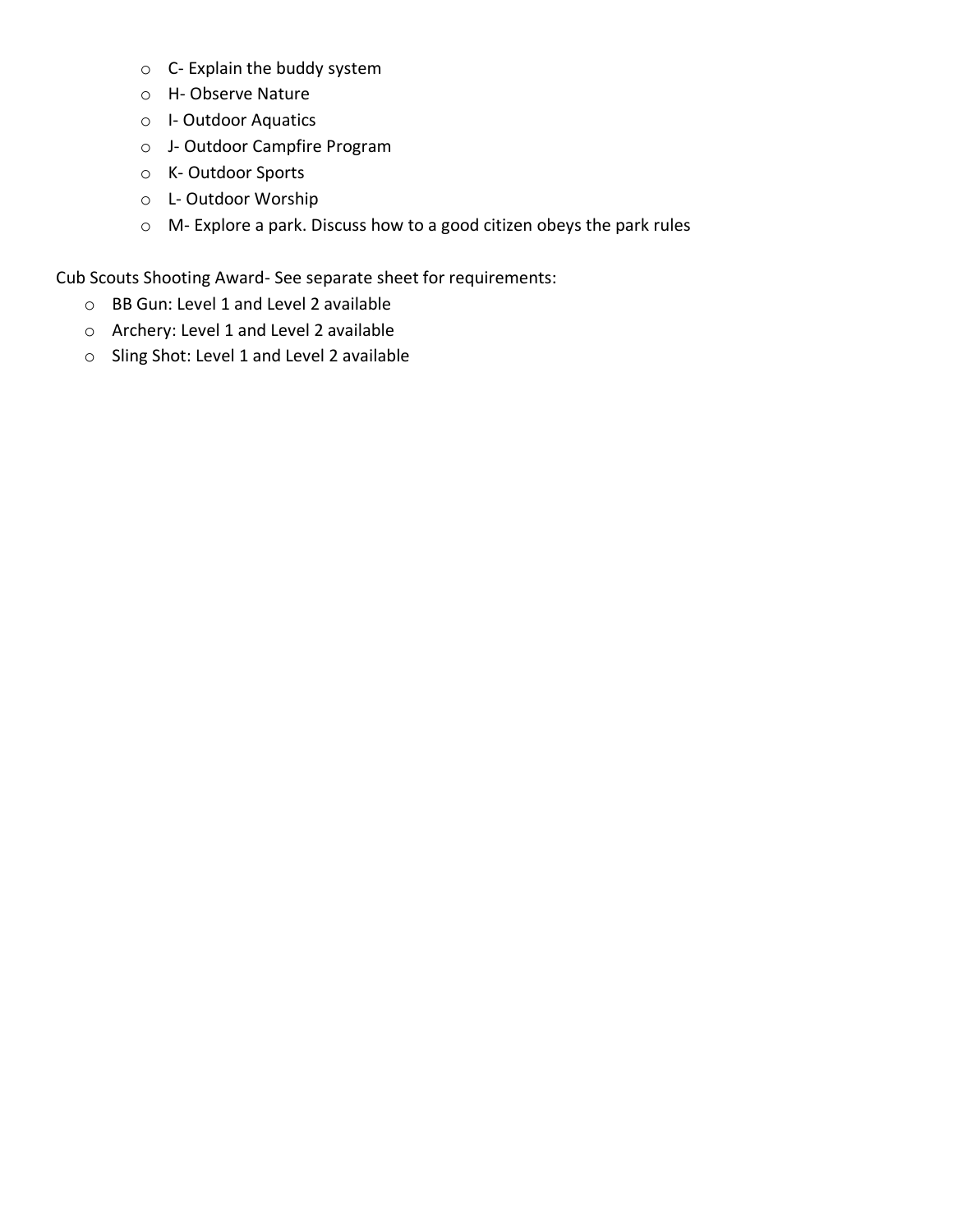- C- Explain the buddy system
- H- Observe Nature
- I- Outdoor Aquatics
- J- Outdoor Campfire Program
- K- Outdoor Sports
- L- Outdoor Worship
- M- Explore a park. Discuss how to a good citizen obeys the park rules

Cub Scouts Shooting Award- See separate sheet for requirements:

- BB Gun: Level 1 and Level 2 available
- Archery: Level 1 and Level 2 available
- Sling Shot: Level 1 and Level 2 available